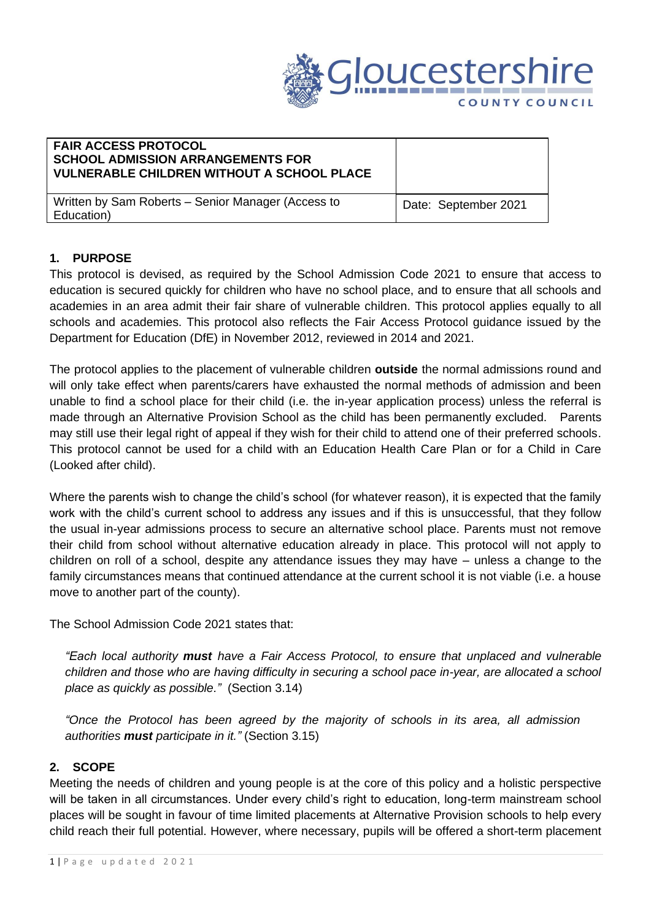| FAIR ACCESS PROTOCOL<br>SCHOOL ADMISSION ARRANGEMENTS FOR VULNERABLE CHILDREN WITHOUT A SCHOOL PLACE | |
| --- | --- |
| Written by Sam Roberts – Senior Manager (Access to Education) | Date: September 2021 |

## 1. PURPOSE

This protocol is devised, as required by the School Admission Code 2021 to ensure that access to education is secured quickly for children who have no school place, and to ensure that all schools and academies in an area admit their fair share of vulnerable children. This protocol applies equally to all schools and academies. This protocol also reflects the Fair Access Protocol guidance issued by the Department for Education (DfE) in November 2012, reviewed in 2014 and 2021.

The protocol applies to the placement of vulnerable children **outside** the normal admissions round and will only take effect when parents/carers have exhausted the normal methods of admission and been unable to find a school place for their child (i.e. the in-year application process) unless the referral is made through an Alternative Provision School as the child has been permanently excluded. Parents may still use their legal right of appeal if they wish for their child to attend one of their preferred schools. This protocol cannot be used for a child with an Education Health Care Plan or for a Child in Care (Looked after child).

Where the parents wish to change the child's school (for whatever reason), it is expected that the family work with the child's current school to address any issues and if this is unsuccessful, that they follow the usual in-year admissions process to secure an alternative school place. Parents must not remove their child from school without alternative education already in place. This protocol will not apply to children on roll of a school, despite any attendance issues they may have – unless a change to the family circumstances means that continued attendance at the current school it is not viable (i.e. a house move to another part of the county).

The School Admission Code 2021 states that:

> *"Each local authority **must** have a Fair Access Protocol, to ensure that unplaced and vulnerable children and those who are having difficulty in securing a school pace in-year, are allocated a school place as quickly as possible."* (Section 3.14)
>
> *"Once the Protocol has been agreed by the majority of schools in its area, all admission authorities **must** participate in it."* (Section 3.15)

## 2. SCOPE

Meeting the needs of children and young people is at the core of this policy and a holistic perspective will be taken in all circumstances. Under every child's right to education, long-term mainstream school places will be sought in favour of time limited placements at Alternative Provision schools to help every child reach their full potential. However, where necessary, pupils will be offered a short-term placement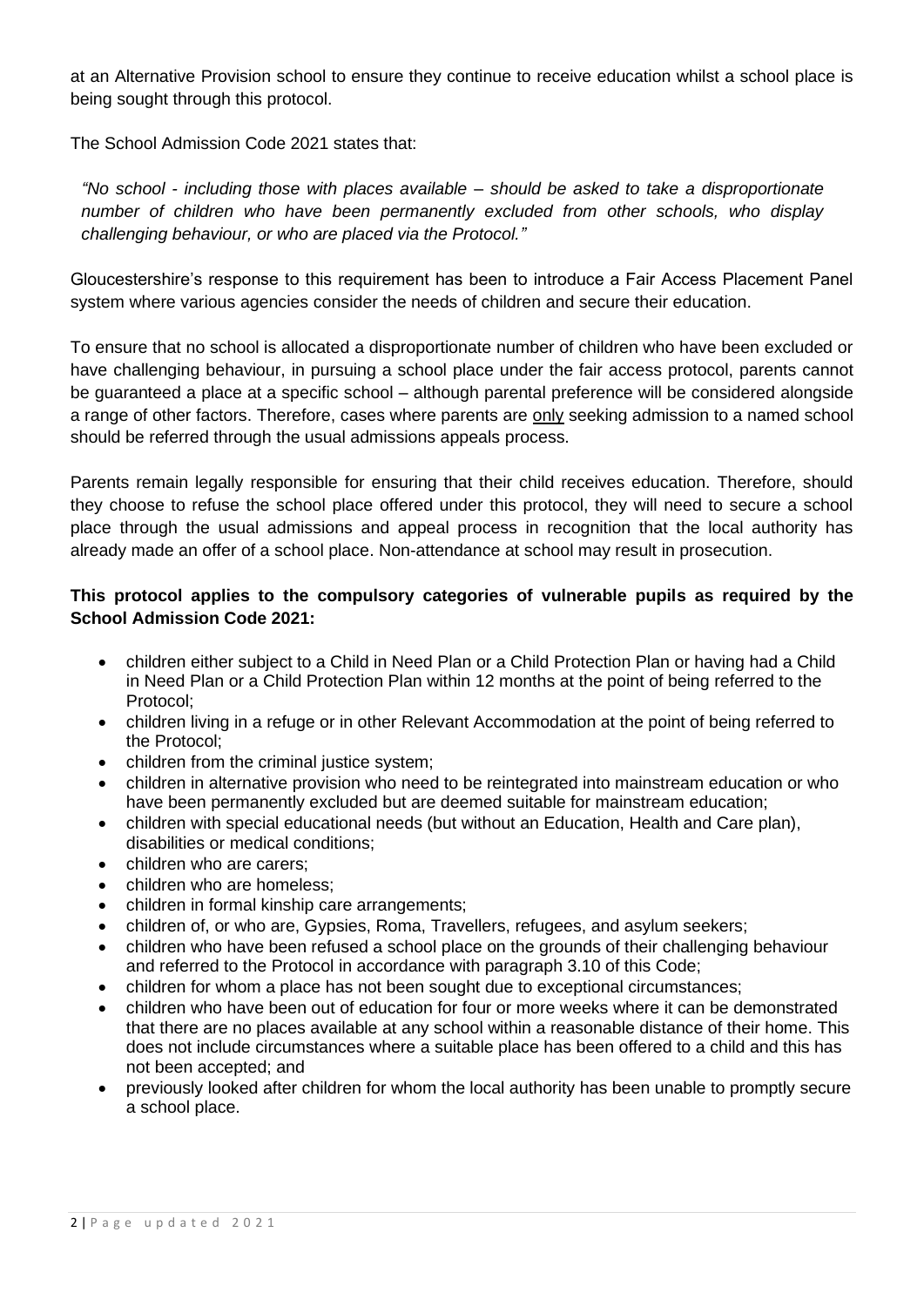at an Alternative Provision school to ensure they continue to receive education whilst a school place is being sought through this protocol.

The School Admission Code 2021 states that:

> *"No school - including those with places available – should be asked to take a disproportionate number of children who have been permanently excluded from other schools, who display challenging behaviour, or who are placed via the Protocol."*

Gloucestershire's response to this requirement has been to introduce a Fair Access Placement Panel system where various agencies consider the needs of children and secure their education.

To ensure that no school is allocated a disproportionate number of children who have been excluded or have challenging behaviour, in pursuing a school place under the fair access protocol, parents cannot be guaranteed a place at a specific school – although parental preference will be considered alongside a range of other factors. Therefore, cases where parents are <u>only</u> seeking admission to a named school should be referred through the usual admissions appeals process.

Parents remain legally responsible for ensuring that their child receives education. Therefore, should they choose to refuse the school place offered under this protocol, they will need to secure a school place through the usual admissions and appeal process in recognition that the local authority has already made an offer of a school place. Non-attendance at school may result in prosecution.

**This protocol applies to the compulsory categories of vulnerable pupils as required by the School Admission Code 2021:**

- children either subject to a Child in Need Plan or a Child Protection Plan or having had a Child in Need Plan or a Child Protection Plan within 12 months at the point of being referred to the Protocol;
- children living in a refuge or in other Relevant Accommodation at the point of being referred to the Protocol;
- children from the criminal justice system;
- children in alternative provision who need to be reintegrated into mainstream education or who have been permanently excluded but are deemed suitable for mainstream education;
- children with special educational needs (but without an Education, Health and Care plan), disabilities or medical conditions;
- children who are carers;
- children who are homeless;
- children in formal kinship care arrangements;
- children of, or who are, Gypsies, Roma, Travellers, refugees, and asylum seekers;
- children who have been refused a school place on the grounds of their challenging behaviour and referred to the Protocol in accordance with paragraph 3.10 of this Code;
- children for whom a place has not been sought due to exceptional circumstances;
- children who have been out of education for four or more weeks where it can be demonstrated that there are no places available at any school within a reasonable distance of their home. This does not include circumstances where a suitable place has been offered to a child and this has not been accepted; and
- previously looked after children for whom the local authority has been unable to promptly secure a school place.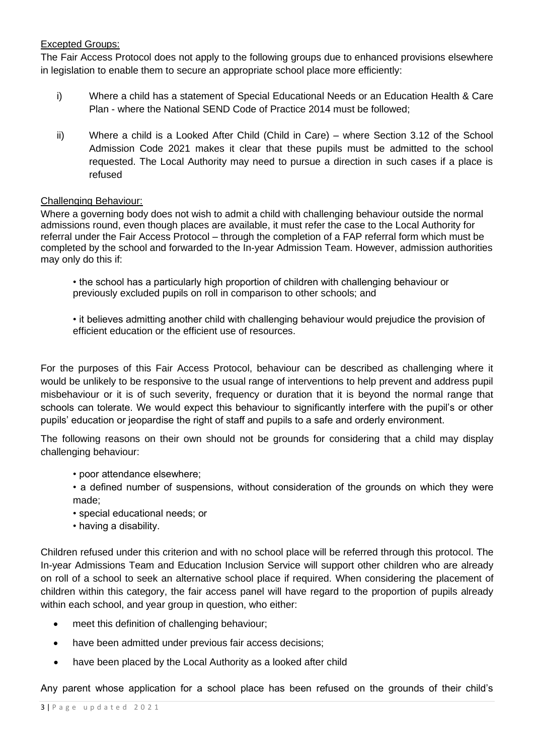Excepted Groups:

The Fair Access Protocol does not apply to the following groups due to enhanced provisions elsewhere in legislation to enable them to secure an appropriate school place more efficiently:

i) Where a child has a statement of Special Educational Needs or an Education Health & Care Plan - where the National SEND Code of Practice 2014 must be followed;

ii) Where a child is a Looked After Child (Child in Care) – where Section 3.12 of the School Admission Code 2021 makes it clear that these pupils must be admitted to the school requested. The Local Authority may need to pursue a direction in such cases if a place is refused

Challenging Behaviour:

Where a governing body does not wish to admit a child with challenging behaviour outside the normal admissions round, even though places are available, it must refer the case to the Local Authority for referral under the Fair Access Protocol – through the completion of a FAP referral form which must be completed by the school and forwarded to the In-year Admission Team. However, admission authorities may only do this if:

- the school has a particularly high proportion of children with challenging behaviour or previously excluded pupils on roll in comparison to other schools; and
- it believes admitting another child with challenging behaviour would prejudice the provision of efficient education or the efficient use of resources.

For the purposes of this Fair Access Protocol, behaviour can be described as challenging where it would be unlikely to be responsive to the usual range of interventions to help prevent and address pupil misbehaviour or it is of such severity, frequency or duration that it is beyond the normal range that schools can tolerate. We would expect this behaviour to significantly interfere with the pupil's or other pupils' education or jeopardise the right of staff and pupils to a safe and orderly environment.

The following reasons on their own should not be grounds for considering that a child may display challenging behaviour:

- poor attendance elsewhere;
- a defined number of suspensions, without consideration of the grounds on which they were made;
- special educational needs; or
- having a disability.

Children refused under this criterion and with no school place will be referred through this protocol. The In-year Admissions Team and Education Inclusion Service will support other children who are already on roll of a school to seek an alternative school place if required. When considering the placement of children within this category, the fair access panel will have regard to the proportion of pupils already within each school, and year group in question, who either:

- meet this definition of challenging behaviour;
- have been admitted under previous fair access decisions;
- have been placed by the Local Authority as a looked after child

Any parent whose application for a school place has been refused on the grounds of their child's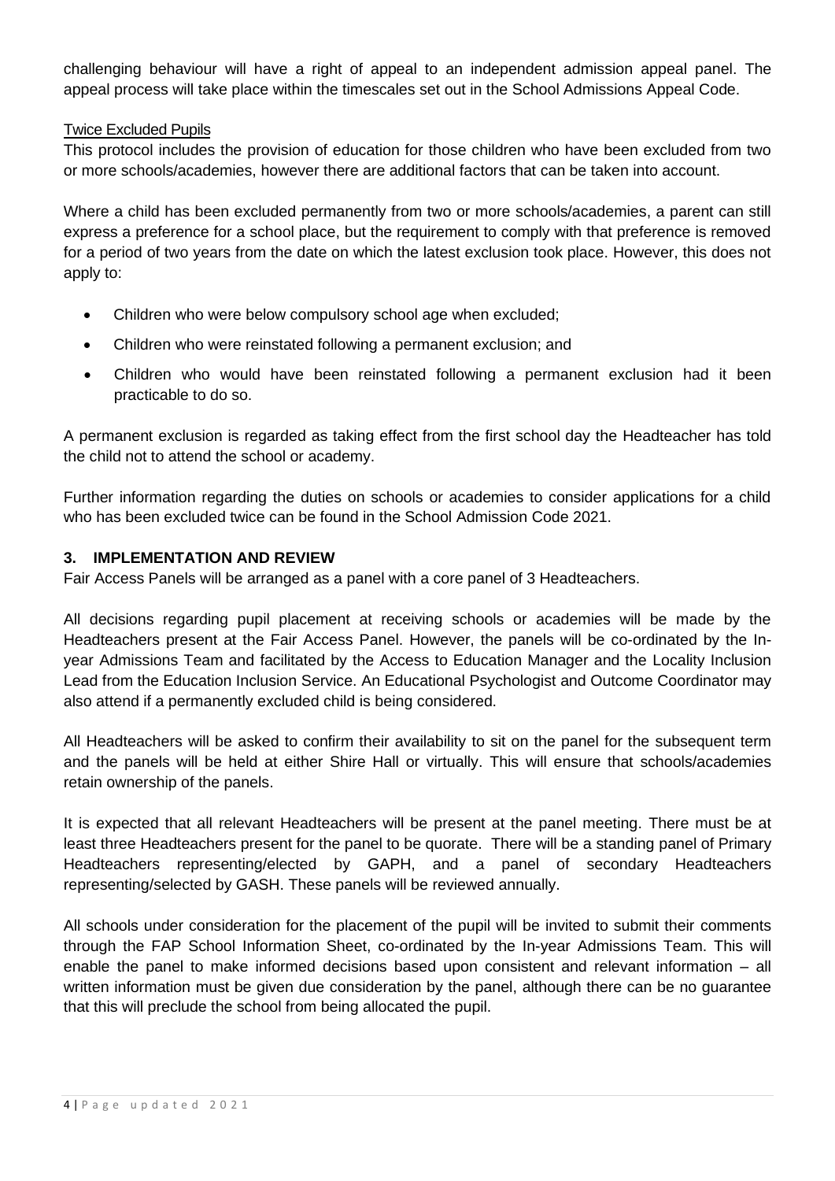challenging behaviour will have a right of appeal to an independent admission appeal panel. The appeal process will take place within the timescales set out in the School Admissions Appeal Code.

Twice Excluded Pupils

This protocol includes the provision of education for those children who have been excluded from two or more schools/academies, however there are additional factors that can be taken into account.

Where a child has been excluded permanently from two or more schools/academies, a parent can still express a preference for a school place, but the requirement to comply with that preference is removed for a period of two years from the date on which the latest exclusion took place. However, this does not apply to:

- Children who were below compulsory school age when excluded;
- Children who were reinstated following a permanent exclusion; and
- Children who would have been reinstated following a permanent exclusion had it been practicable to do so.

A permanent exclusion is regarded as taking effect from the first school day the Headteacher has told the child not to attend the school or academy.

Further information regarding the duties on schools or academies to consider applications for a child who has been excluded twice can be found in the School Admission Code 2021.

## 3. IMPLEMENTATION AND REVIEW

Fair Access Panels will be arranged as a panel with a core panel of 3 Headteachers.

All decisions regarding pupil placement at receiving schools or academies will be made by the Headteachers present at the Fair Access Panel. However, the panels will be co-ordinated by the In-year Admissions Team and facilitated by the Access to Education Manager and the Locality Inclusion Lead from the Education Inclusion Service. An Educational Psychologist and Outcome Coordinator may also attend if a permanently excluded child is being considered.

All Headteachers will be asked to confirm their availability to sit on the panel for the subsequent term and the panels will be held at either Shire Hall or virtually. This will ensure that schools/academies retain ownership of the panels.

It is expected that all relevant Headteachers will be present at the panel meeting. There must be at least three Headteachers present for the panel to be quorate. There will be a standing panel of Primary Headteachers representing/elected by GAPH, and a panel of secondary Headteachers representing/selected by GASH. These panels will be reviewed annually.

All schools under consideration for the placement of the pupil will be invited to submit their comments through the FAP School Information Sheet, co-ordinated by the In-year Admissions Team. This will enable the panel to make informed decisions based upon consistent and relevant information – all written information must be given due consideration by the panel, although there can be no guarantee that this will preclude the school from being allocated the pupil.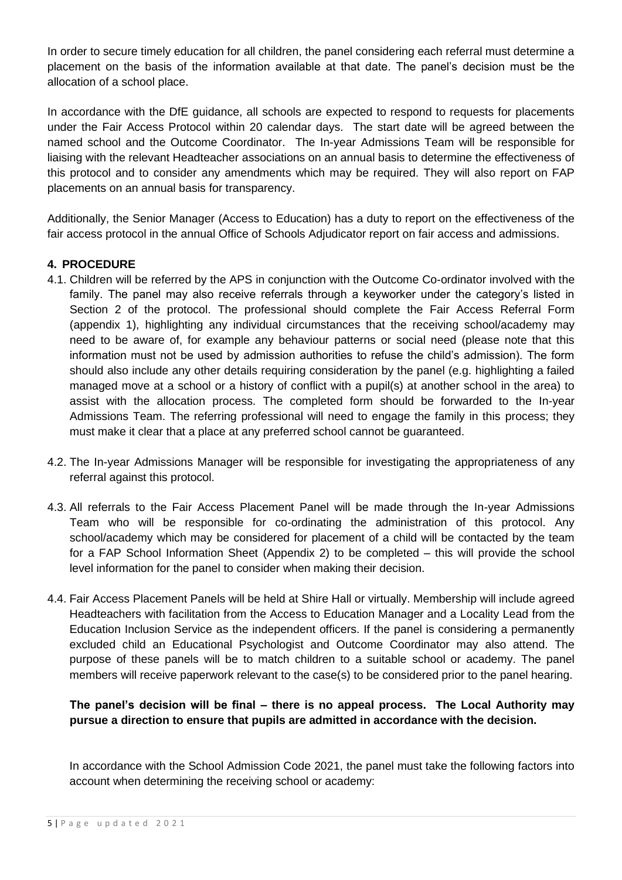In order to secure timely education for all children, the panel considering each referral must determine a placement on the basis of the information available at that date. The panel's decision must be the allocation of a school place.

In accordance with the DfE guidance, all schools are expected to respond to requests for placements under the Fair Access Protocol within 20 calendar days. The start date will be agreed between the named school and the Outcome Coordinator. The In-year Admissions Team will be responsible for liaising with the relevant Headteacher associations on an annual basis to determine the effectiveness of this protocol and to consider any amendments which may be required. They will also report on FAP placements on an annual basis for transparency.

Additionally, the Senior Manager (Access to Education) has a duty to report on the effectiveness of the fair access protocol in the annual Office of Schools Adjudicator report on fair access and admissions.

## 4. PROCEDURE

4.1. Children will be referred by the APS in conjunction with the Outcome Co-ordinator involved with the family. The panel may also receive referrals through a keyworker under the category's listed in Section 2 of the protocol. The professional should complete the Fair Access Referral Form (appendix 1), highlighting any individual circumstances that the receiving school/academy may need to be aware of, for example any behaviour patterns or social need (please note that this information must not be used by admission authorities to refuse the child's admission). The form should also include any other details requiring consideration by the panel (e.g. highlighting a failed managed move at a school or a history of conflict with a pupil(s) at another school in the area) to assist with the allocation process. The completed form should be forwarded to the In-year Admissions Team. The referring professional will need to engage the family in this process; they must make it clear that a place at any preferred school cannot be guaranteed.

4.2. The In-year Admissions Manager will be responsible for investigating the appropriateness of any referral against this protocol.

4.3. All referrals to the Fair Access Placement Panel will be made through the In-year Admissions Team who will be responsible for co-ordinating the administration of this protocol. Any school/academy which may be considered for placement of a child will be contacted by the team for a FAP School Information Sheet (Appendix 2) to be completed – this will provide the school level information for the panel to consider when making their decision.

4.4. Fair Access Placement Panels will be held at Shire Hall or virtually. Membership will include agreed Headteachers with facilitation from the Access to Education Manager and a Locality Lead from the Education Inclusion Service as the independent officers. If the panel is considering a permanently excluded child an Educational Psychologist and Outcome Coordinator may also attend. The purpose of these panels will be to match children to a suitable school or academy. The panel members will receive paperwork relevant to the case(s) to be considered prior to the panel hearing.

**The panel's decision will be final – there is no appeal process. The Local Authority may pursue a direction to ensure that pupils are admitted in accordance with the decision.**

In accordance with the School Admission Code 2021, the panel must take the following factors into account when determining the receiving school or academy: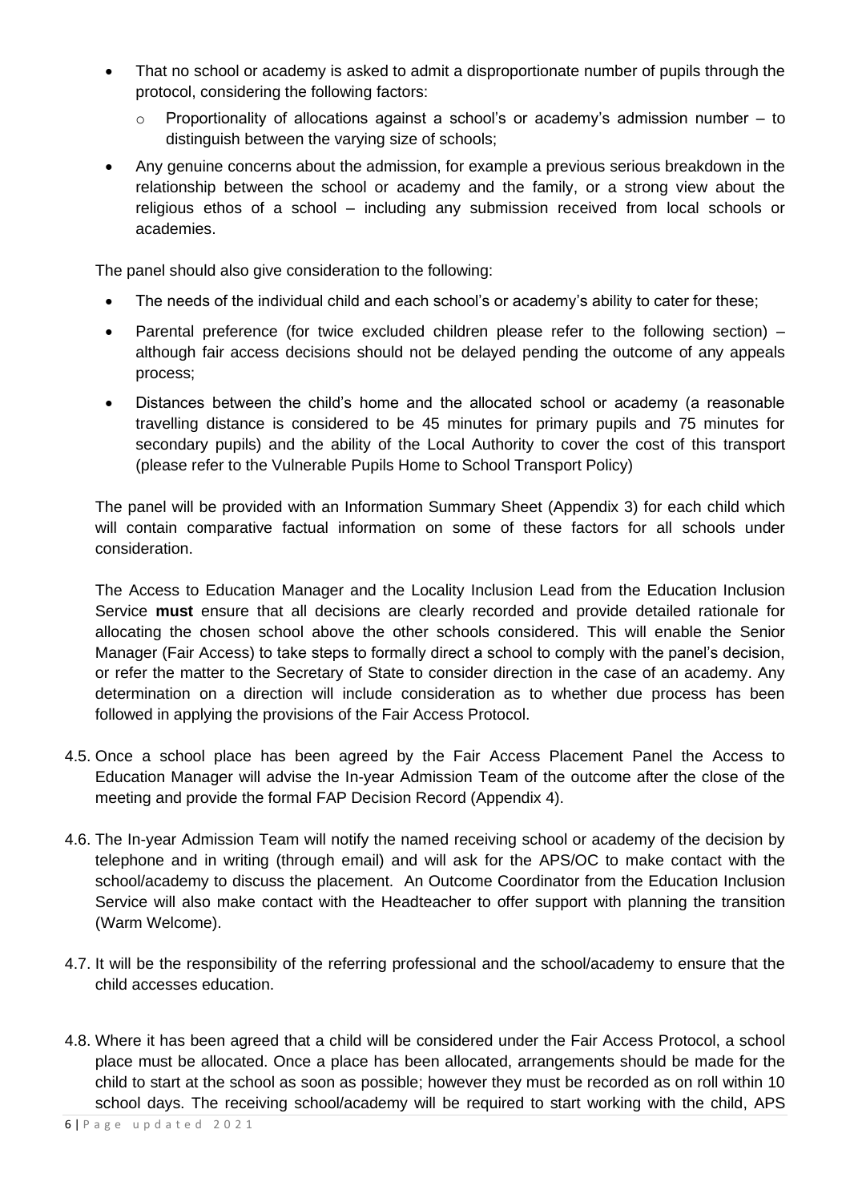- That no school or academy is asked to admit a disproportionate number of pupils through the protocol, considering the following factors:
  - Proportionality of allocations against a school's or academy's admission number – to distinguish between the varying size of schools;
- Any genuine concerns about the admission, for example a previous serious breakdown in the relationship between the school or academy and the family, or a strong view about the religious ethos of a school – including any submission received from local schools or academies.

The panel should also give consideration to the following:

- The needs of the individual child and each school's or academy's ability to cater for these;
- Parental preference (for twice excluded children please refer to the following section) – although fair access decisions should not be delayed pending the outcome of any appeals process;
- Distances between the child's home and the allocated school or academy (a reasonable travelling distance is considered to be 45 minutes for primary pupils and 75 minutes for secondary pupils) and the ability of the Local Authority to cover the cost of this transport (please refer to the Vulnerable Pupils Home to School Transport Policy)

The panel will be provided with an Information Summary Sheet (Appendix 3) for each child which will contain comparative factual information on some of these factors for all schools under consideration.

The Access to Education Manager and the Locality Inclusion Lead from the Education Inclusion Service **must** ensure that all decisions are clearly recorded and provide detailed rationale for allocating the chosen school above the other schools considered. This will enable the Senior Manager (Fair Access) to take steps to formally direct a school to comply with the panel's decision, or refer the matter to the Secretary of State to consider direction in the case of an academy. Any determination on a direction will include consideration as to whether due process has been followed in applying the provisions of the Fair Access Protocol.

4.5. Once a school place has been agreed by the Fair Access Placement Panel the Access to Education Manager will advise the In-year Admission Team of the outcome after the close of the meeting and provide the formal FAP Decision Record (Appendix 4).

4.6. The In-year Admission Team will notify the named receiving school or academy of the decision by telephone and in writing (through email) and will ask for the APS/OC to make contact with the school/academy to discuss the placement. An Outcome Coordinator from the Education Inclusion Service will also make contact with the Headteacher to offer support with planning the transition (Warm Welcome).

4.7. It will be the responsibility of the referring professional and the school/academy to ensure that the child accesses education.

4.8. Where it has been agreed that a child will be considered under the Fair Access Protocol, a school place must be allocated. Once a place has been allocated, arrangements should be made for the child to start at the school as soon as possible; however they must be recorded as on roll within 10 school days. The receiving school/academy will be required to start working with the child, APS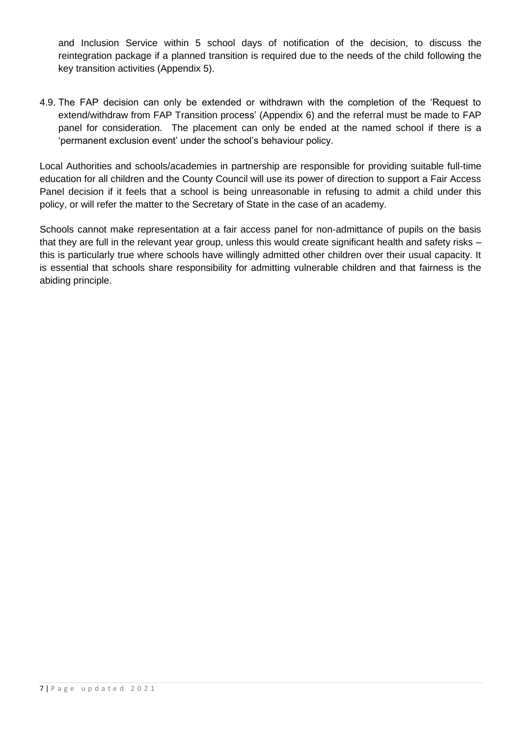and Inclusion Service within 5 school days of notification of the decision, to discuss the reintegration package if a planned transition is required due to the needs of the child following the key transition activities (Appendix 5).

4.9. The FAP decision can only be extended or withdrawn with the completion of the 'Request to extend/withdraw from FAP Transition process' (Appendix 6) and the referral must be made to FAP panel for consideration. The placement can only be ended at the named school if there is a 'permanent exclusion event' under the school's behaviour policy.

Local Authorities and schools/academies in partnership are responsible for providing suitable full-time education for all children and the County Council will use its power of direction to support a Fair Access Panel decision if it feels that a school is being unreasonable in refusing to admit a child under this policy, or will refer the matter to the Secretary of State in the case of an academy.

Schools cannot make representation at a fair access panel for non-admittance of pupils on the basis that they are full in the relevant year group, unless this would create significant health and safety risks – this is particularly true where schools have willingly admitted other children over their usual capacity. It is essential that schools share responsibility for admitting vulnerable children and that fairness is the abiding principle.